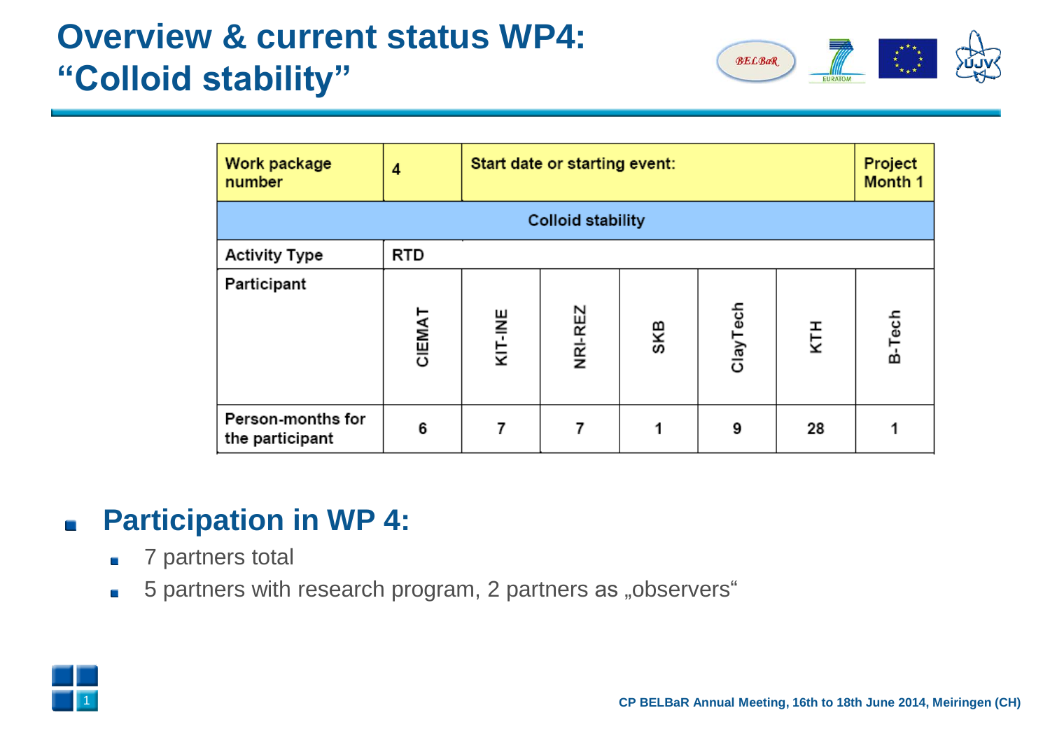# Overview & current status WP4: "Colloid stability"

| Work package number | 4 | Start date or starting event: | | | | | Project Month 1 |
|---|---|---|---|---|---|---|---|
| Colloid stability | | | | | | | |
| Activity Type | RTD | | | | | | |
| Participant | CIEMAT | KIT-INE | NRI-REZ | SKB | ClayTech | KTH | B-Tech |
| Person-months for the participant | 6 | 7 | 7 | 1 | 9 | 28 | 1 |

- ## Participation in WP 4:
  - 7 partners total
  - 5 partners with research program, 2 partners as „observers“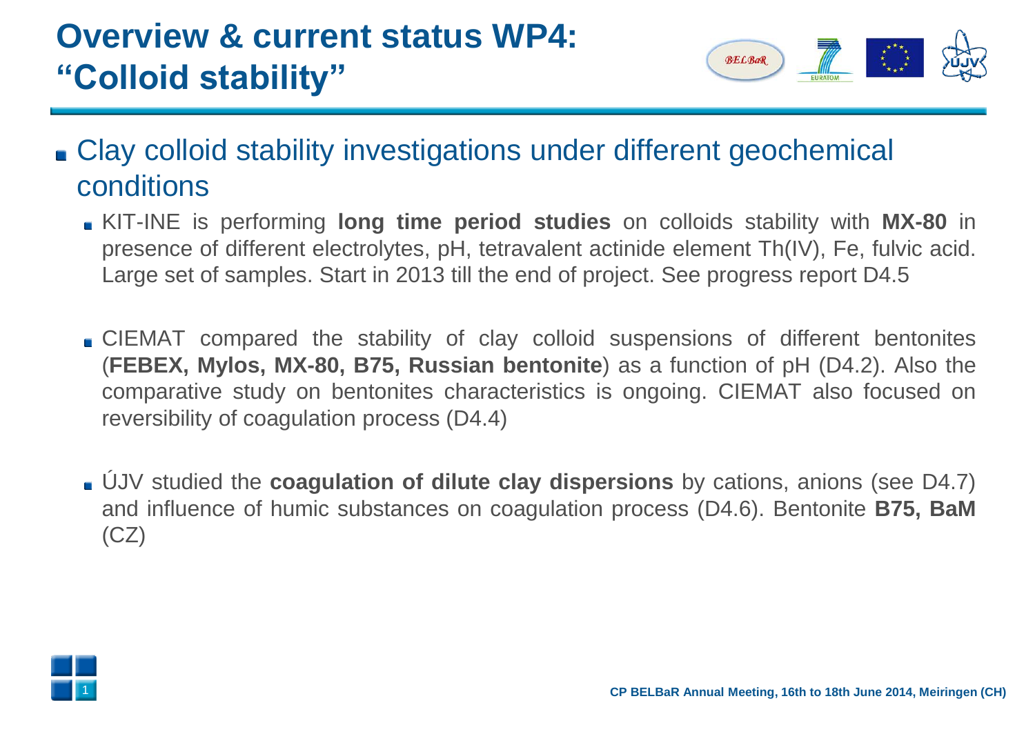# Overview & current status WP4: "Colloid stability"

- Clay colloid stability investigations under different geochemical conditions
  - KIT-INE is performing **long time period studies** on colloids stability with **MX-80** in presence of different electrolytes, pH, tetravalent actinide element Th(IV), Fe, fulvic acid. Large set of samples. Start in 2013 till the end of project. See progress report D4.5
  - CIEMAT compared the stability of clay colloid suspensions of different bentonites (**FEBEX, Mylos, MX-80, B75, Russian bentonite**) as a function of pH (D4.2). Also the comparative study on bentonites characteristics is ongoing. CIEMAT also focused on reversibility of coagulation process (D4.4)
  - ÚJV studied the **coagulation of dilute clay dispersions** by cations, anions (see D4.7) and influence of humic substances on coagulation process (D4.6). Bentonite **B75, BaM** (CZ)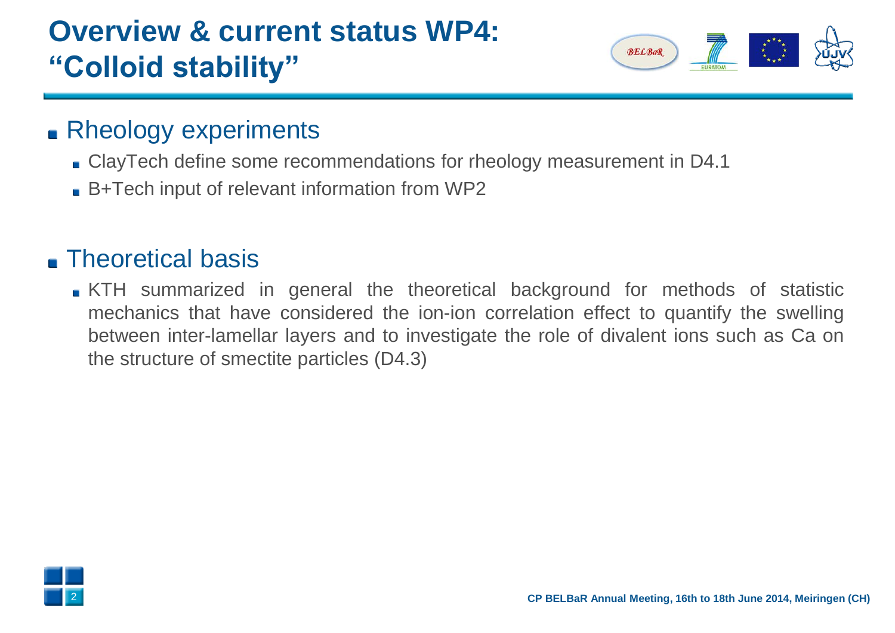# Overview & current status WP4: "Colloid stability"

## Rheology experiments

- ClayTech define some recommendations for rheology measurement in D4.1
- B+Tech input of relevant information from WP2

## Theoretical basis

- KTH summarized in general the theoretical background for methods of statistic mechanics that have considered the ion-ion correlation effect to quantify the swelling between inter-lamellar layers and to investigate the role of divalent ions such as Ca on the structure of smectite particles (D4.3)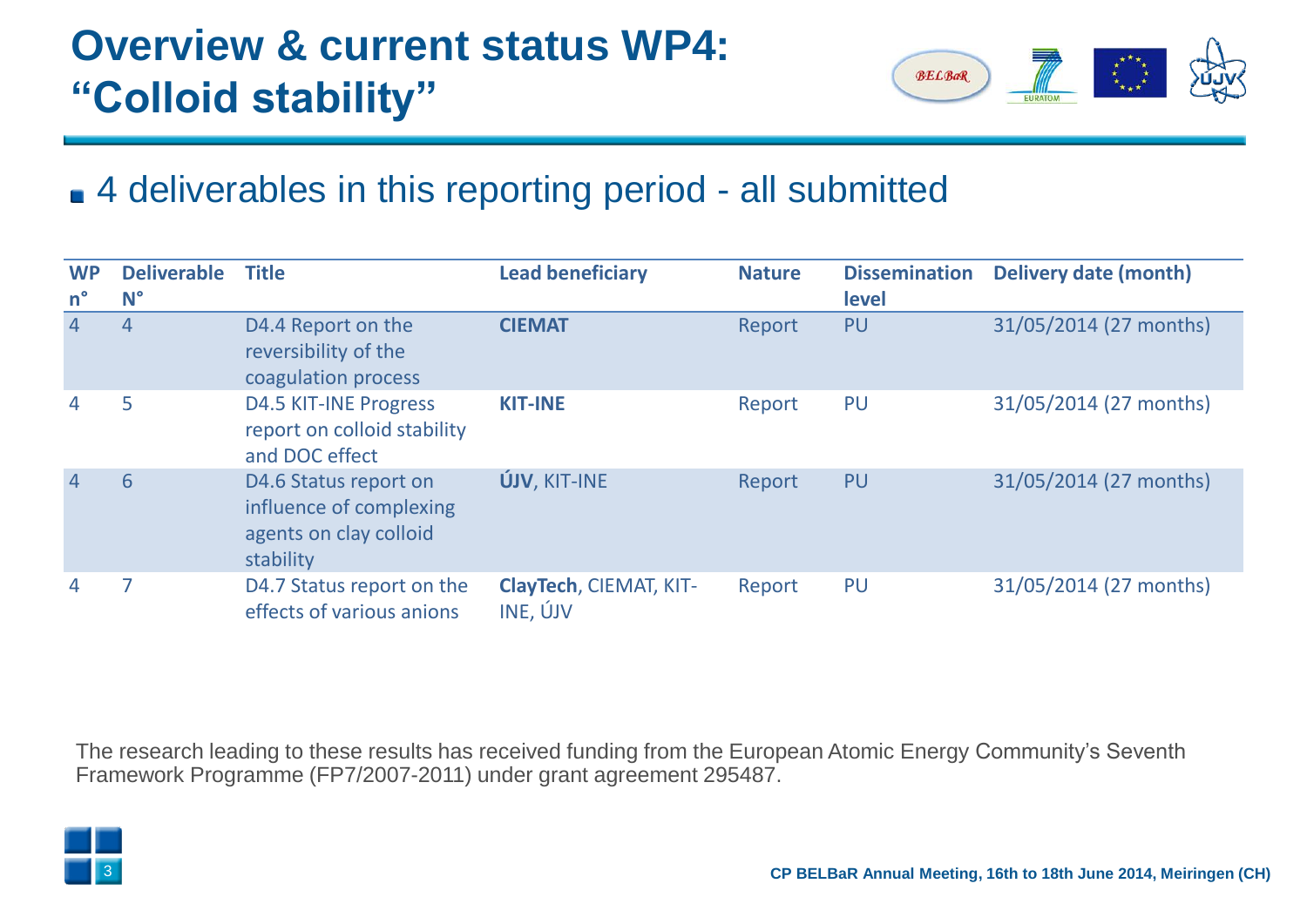# Overview & current status WP4: "Colloid stability"

- 4 deliverables in this reporting period - all submitted

| WP n° | Deliverable N° | Title | Lead beneficiary | Nature | Dissemination level | Delivery date (month) |
|---|---|---|---|---|---|---|
| 4 | 4 | D4.4 Report on the reversibility of the coagulation process | **CIEMAT** | Report | PU | 31/05/2014 (27 months) |
| 4 | 5 | D4.5 KIT-INE Progress report on colloid stability and DOC effect | **KIT-INE** | Report | PU | 31/05/2014 (27 months) |
| 4 | 6 | D4.6 Status report on influence of complexing agents on clay colloid stability | **ÚJV**, KIT-INE | Report | PU | 31/05/2014 (27 months) |
| 4 | 7 | D4.7 Status report on the effects of various anions | **ClayTech**, CIEMAT, KIT-INE, ÚJV | Report | PU | 31/05/2014 (27 months) |

The research leading to these results has received funding from the European Atomic Energy Community's Seventh Framework Programme (FP7/2007-2011) under grant agreement 295487.